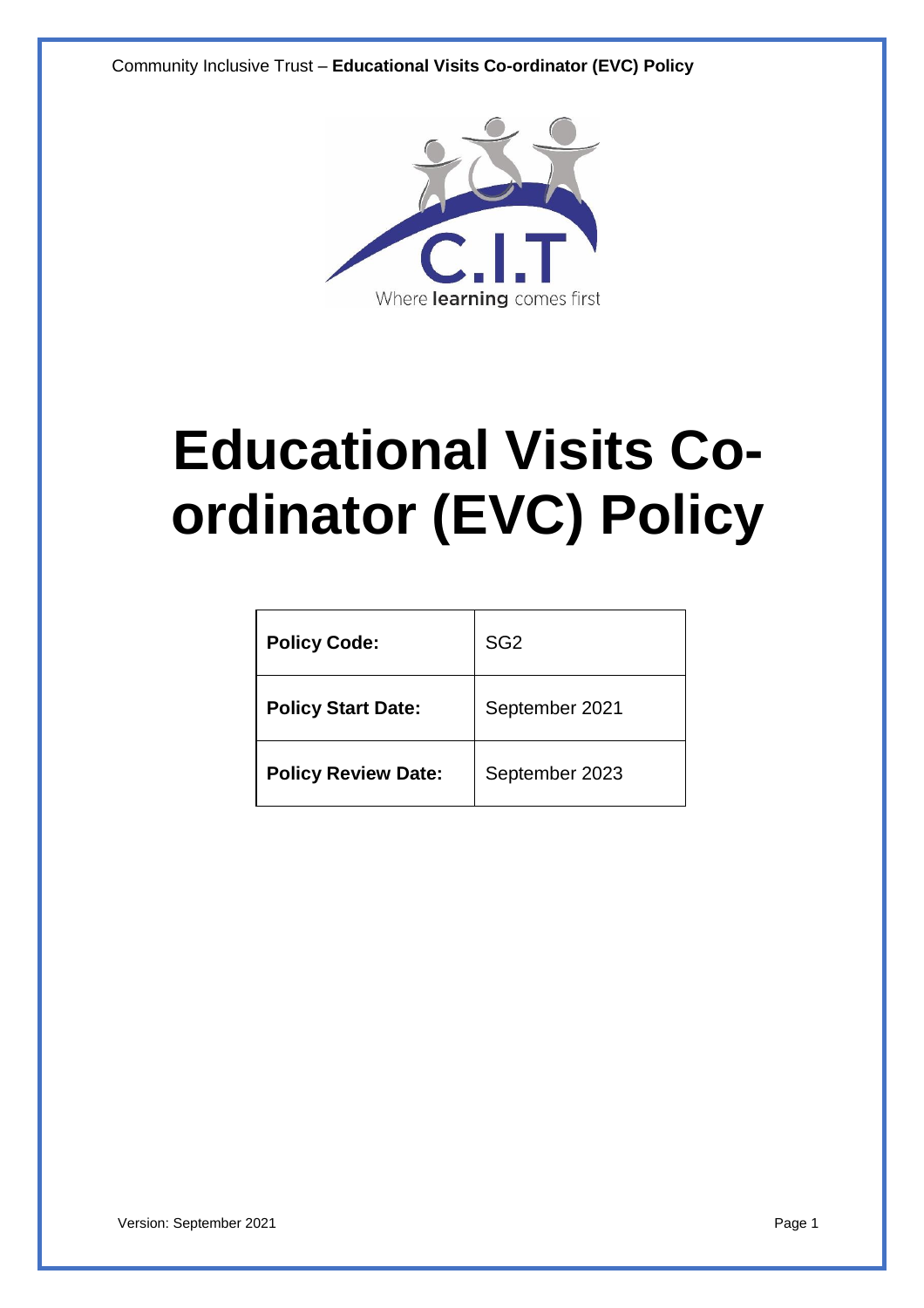C.I.T

Where **learning** comes first

# Educational Visits Co-ordinator (EVC) Policy

| **Policy Code:** | SG2 |
| --- | --- |
| **Policy Start Date:** | September 2021 |
| **Policy Review Date:** | September 2023 |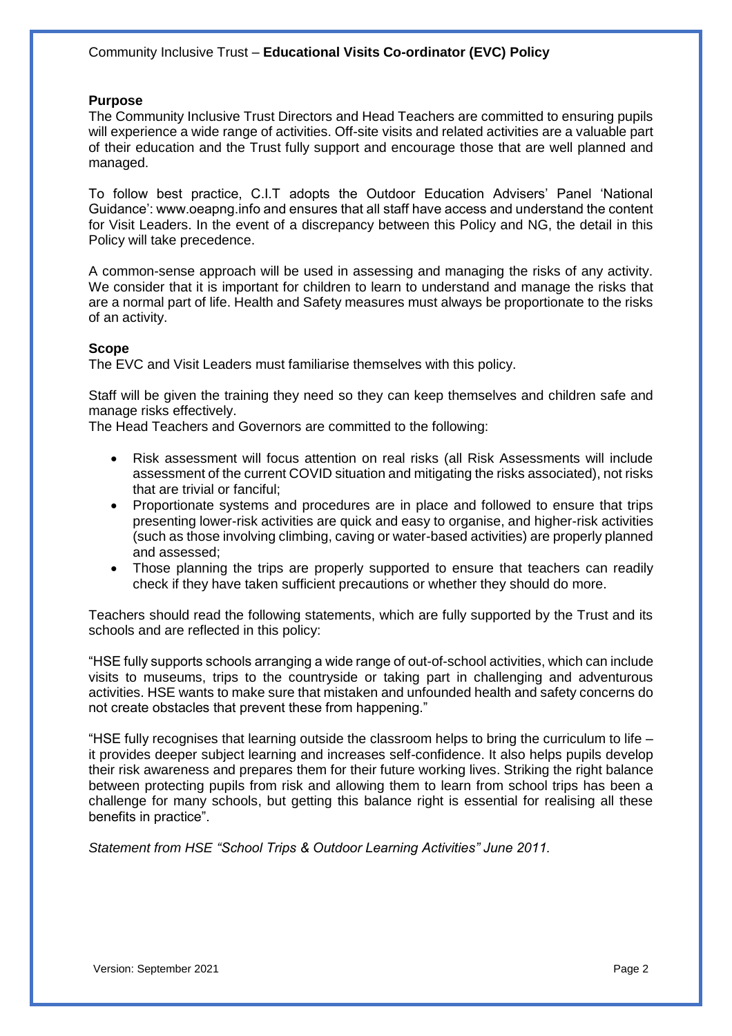**Purpose**

The Community Inclusive Trust Directors and Head Teachers are committed to ensuring pupils will experience a wide range of activities. Off-site visits and related activities are a valuable part of their education and the Trust fully support and encourage those that are well planned and managed.

To follow best practice, C.I.T adopts the Outdoor Education Advisers' Panel 'National Guidance': www.oeapng.info and ensures that all staff have access and understand the content for Visit Leaders. In the event of a discrepancy between this Policy and NG, the detail in this Policy will take precedence.

A common-sense approach will be used in assessing and managing the risks of any activity. We consider that it is important for children to learn to understand and manage the risks that are a normal part of life. Health and Safety measures must always be proportionate to the risks of an activity.

**Scope**

The EVC and Visit Leaders must familiarise themselves with this policy.

Staff will be given the training they need so they can keep themselves and children safe and manage risks effectively.

The Head Teachers and Governors are committed to the following:

- Risk assessment will focus attention on real risks (all Risk Assessments will include assessment of the current COVID situation and mitigating the risks associated), not risks that are trivial or fanciful;
- Proportionate systems and procedures are in place and followed to ensure that trips presenting lower-risk activities are quick and easy to organise, and higher-risk activities (such as those involving climbing, caving or water-based activities) are properly planned and assessed;
- Those planning the trips are properly supported to ensure that teachers can readily check if they have taken sufficient precautions or whether they should do more.

Teachers should read the following statements, which are fully supported by the Trust and its schools and are reflected in this policy:

"HSE fully supports schools arranging a wide range of out-of-school activities, which can include visits to museums, trips to the countryside or taking part in challenging and adventurous activities. HSE wants to make sure that mistaken and unfounded health and safety concerns do not create obstacles that prevent these from happening."

"HSE fully recognises that learning outside the classroom helps to bring the curriculum to life – it provides deeper subject learning and increases self-confidence. It also helps pupils develop their risk awareness and prepares them for their future working lives. Striking the right balance between protecting pupils from risk and allowing them to learn from school trips has been a challenge for many schools, but getting this balance right is essential for realising all these benefits in practice".

*Statement from HSE "School Trips & Outdoor Learning Activities" June 2011.*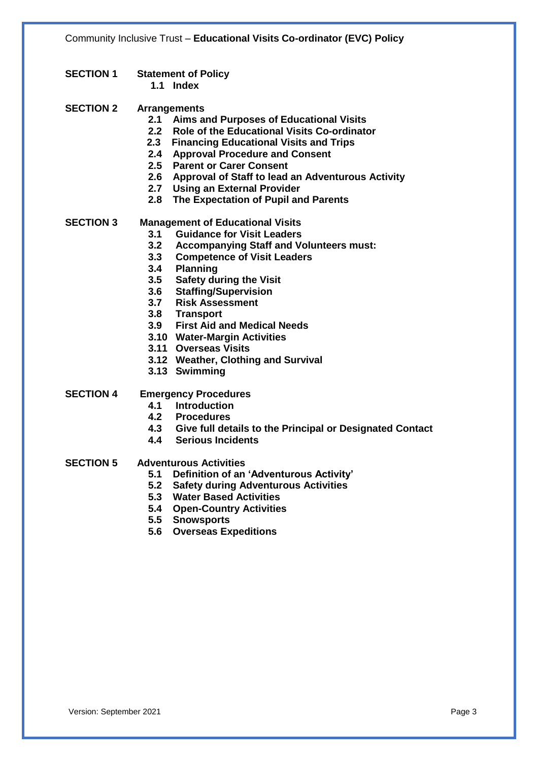**SECTION 1 Statement of Policy**

- **1.1 Index**

**SECTION 2 Arrangements**

- **2.1 Aims and Purposes of Educational Visits**
- **2.2 Role of the Educational Visits Co-ordinator**
- **2.3 Financing Educational Visits and Trips**
- **2.4 Approval Procedure and Consent**
- **2.5 Parent or Carer Consent**
- **2.6 Approval of Staff to lead an Adventurous Activity**
- **2.7 Using an External Provider**
- **2.8 The Expectation of Pupil and Parents**

**SECTION 3 Management of Educational Visits**

- **3.1 Guidance for Visit Leaders**
- **3.2 Accompanying Staff and Volunteers must:**
- **3.3 Competence of Visit Leaders**
- **3.4 Planning**
- **3.5 Safety during the Visit**
- **3.6 Staffing/Supervision**
- **3.7 Risk Assessment**
- **3.8 Transport**
- **3.9 First Aid and Medical Needs**
- **3.10 Water-Margin Activities**
- **3.11 Overseas Visits**
- **3.12 Weather, Clothing and Survival**
- **3.13 Swimming**

**SECTION 4 Emergency Procedures**

- **4.1 Introduction**
- **4.2 Procedures**
- **4.3 Give full details to the Principal or Designated Contact**
- **4.4 Serious Incidents**

**SECTION 5 Adventurous Activities**

- **5.1 Definition of an 'Adventurous Activity'**
- **5.2 Safety during Adventurous Activities**
- **5.3 Water Based Activities**
- **5.4 Open-Country Activities**
- **5.5 Snowsports**
- **5.6 Overseas Expeditions**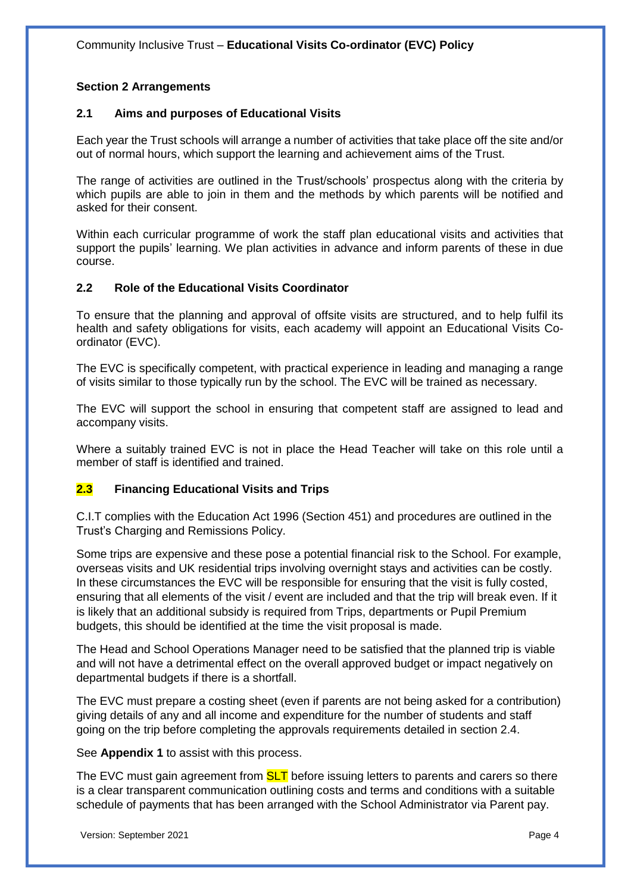## Section 2 Arrangements

### 2.1 Aims and purposes of Educational Visits

Each year the Trust schools will arrange a number of activities that take place off the site and/or out of normal hours, which support the learning and achievement aims of the Trust.

The range of activities are outlined in the Trust/schools' prospectus along with the criteria by which pupils are able to join in them and the methods by which parents will be notified and asked for their consent.

Within each curricular programme of work the staff plan educational visits and activities that support the pupils' learning. We plan activities in advance and inform parents of these in due course.

### 2.2 Role of the Educational Visits Coordinator

To ensure that the planning and approval of offsite visits are structured, and to help fulfil its health and safety obligations for visits, each academy will appoint an Educational Visits Co-ordinator (EVC).

The EVC is specifically competent, with practical experience in leading and managing a range of visits similar to those typically run by the school. The EVC will be trained as necessary.

The EVC will support the school in ensuring that competent staff are assigned to lead and accompany visits.

Where a suitably trained EVC is not in place the Head Teacher will take on this role until a member of staff is identified and trained.

### 2.3 Financing Educational Visits and Trips

C.I.T complies with the Education Act 1996 (Section 451) and procedures are outlined in the Trust's Charging and Remissions Policy.

Some trips are expensive and these pose a potential financial risk to the School. For example, overseas visits and UK residential trips involving overnight stays and activities can be costly. In these circumstances the EVC will be responsible for ensuring that the visit is fully costed, ensuring that all elements of the visit / event are included and that the trip will break even. If it is likely that an additional subsidy is required from Trips, departments or Pupil Premium budgets, this should be identified at the time the visit proposal is made.

The Head and School Operations Manager need to be satisfied that the planned trip is viable and will not have a detrimental effect on the overall approved budget or impact negatively on departmental budgets if there is a shortfall.

The EVC must prepare a costing sheet (even if parents are not being asked for a contribution) giving details of any and all income and expenditure for the number of students and staff going on the trip before completing the approvals requirements detailed in section 2.4.

See **Appendix 1** to assist with this process.

The EVC must gain agreement from SLT before issuing letters to parents and carers so there is a clear transparent communication outlining costs and terms and conditions with a suitable schedule of payments that has been arranged with the School Administrator via Parent pay.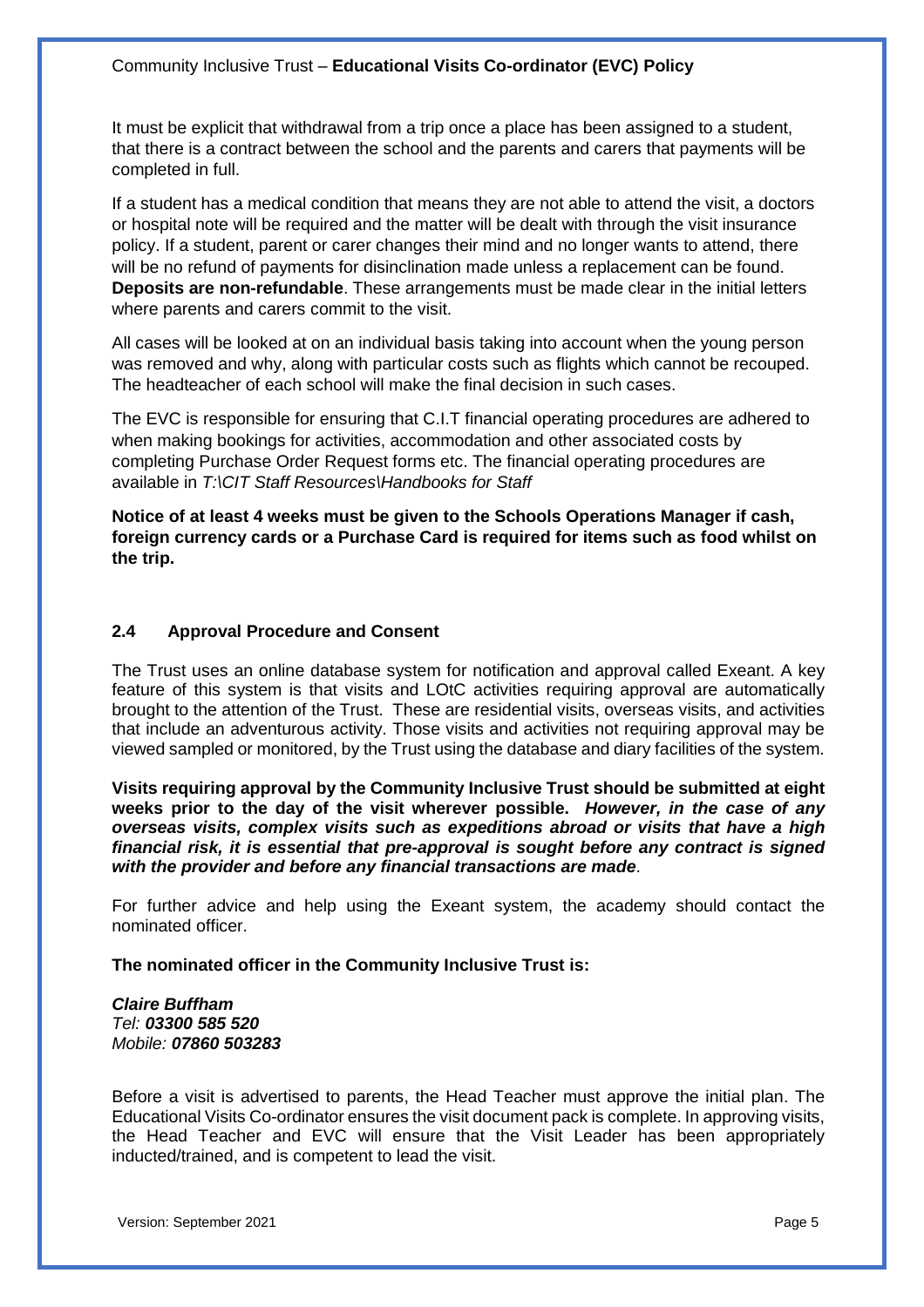It must be explicit that withdrawal from a trip once a place has been assigned to a student, that there is a contract between the school and the parents and carers that payments will be completed in full.

If a student has a medical condition that means they are not able to attend the visit, a doctors or hospital note will be required and the matter will be dealt with through the visit insurance policy. If a student, parent or carer changes their mind and no longer wants to attend, there will be no refund of payments for disinclination made unless a replacement can be found. **Deposits are non-refundable**. These arrangements must be made clear in the initial letters where parents and carers commit to the visit.

All cases will be looked at on an individual basis taking into account when the young person was removed and why, along with particular costs such as flights which cannot be recouped. The headteacher of each school will make the final decision in such cases.

The EVC is responsible for ensuring that C.I.T financial operating procedures are adhered to when making bookings for activities, accommodation and other associated costs by completing Purchase Order Request forms etc. The financial operating procedures are available in *T:\CIT Staff Resources\Handbooks for Staff*

**Notice of at least 4 weeks must be given to the Schools Operations Manager if cash, foreign currency cards or a Purchase Card is required for items such as food whilst on the trip.**

### 2.4 Approval Procedure and Consent

The Trust uses an online database system for notification and approval called Exeant. A key feature of this system is that visits and LOtC activities requiring approval are automatically brought to the attention of the Trust. These are residential visits, overseas visits, and activities that include an adventurous activity. Those visits and activities not requiring approval may be viewed sampled or monitored, by the Trust using the database and diary facilities of the system.

**Visits requiring approval by the Community Inclusive Trust should be submitted at eight weeks prior to the day of the visit wherever possible.** ***However, in the case of any overseas visits, complex visits such as expeditions abroad or visits that have a high financial risk, it is essential that pre-approval is sought before any contract is signed with the provider and before any financial transactions are made***.

For further advice and help using the Exeant system, the academy should contact the nominated officer.

**The nominated officer in the Community Inclusive Trust is:**

***Claire Buffham***
*Tel:* ***03300 585 520***
*Mobile:* ***07860 503283***

Before a visit is advertised to parents, the Head Teacher must approve the initial plan. The Educational Visits Co-ordinator ensures the visit document pack is complete. In approving visits, the Head Teacher and EVC will ensure that the Visit Leader has been appropriately inducted/trained, and is competent to lead the visit.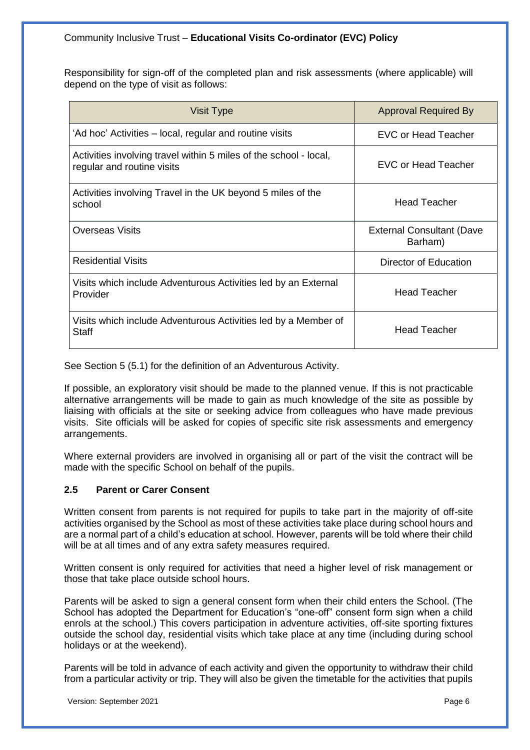Responsibility for sign-off of the completed plan and risk assessments (where applicable) will depend on the type of visit as follows:

| Visit Type | Approval Required By |
| --- | --- |
| 'Ad hoc' Activities – local, regular and routine visits | EVC or Head Teacher |
| Activities involving travel within 5 miles of the school - local, regular and routine visits | EVC or Head Teacher |
| Activities involving Travel in the UK beyond 5 miles of the school | Head Teacher |
| Overseas Visits | External Consultant (Dave Barham) |
| Residential Visits | Director of Education |
| Visits which include Adventurous Activities led by an External Provider | Head Teacher |
| Visits which include Adventurous Activities led by a Member of Staff | Head Teacher |

See Section 5 (5.1) for the definition of an Adventurous Activity.

If possible, an exploratory visit should be made to the planned venue. If this is not practicable alternative arrangements will be made to gain as much knowledge of the site as possible by liaising with officials at the site or seeking advice from colleagues who have made previous visits. Site officials will be asked for copies of specific site risk assessments and emergency arrangements.

Where external providers are involved in organising all or part of the visit the contract will be made with the specific School on behalf of the pupils.

### 2.5 Parent or Carer Consent

Written consent from parents is not required for pupils to take part in the majority of off-site activities organised by the School as most of these activities take place during school hours and are a normal part of a child's education at school. However, parents will be told where their child will be at all times and of any extra safety measures required.

Written consent is only required for activities that need a higher level of risk management or those that take place outside school hours.

Parents will be asked to sign a general consent form when their child enters the School. (The School has adopted the Department for Education's "one-off" consent form sign when a child enrols at the school.) This covers participation in adventure activities, off-site sporting fixtures outside the school day, residential visits which take place at any time (including during school holidays or at the weekend).

Parents will be told in advance of each activity and given the opportunity to withdraw their child from a particular activity or trip. They will also be given the timetable for the activities that pupils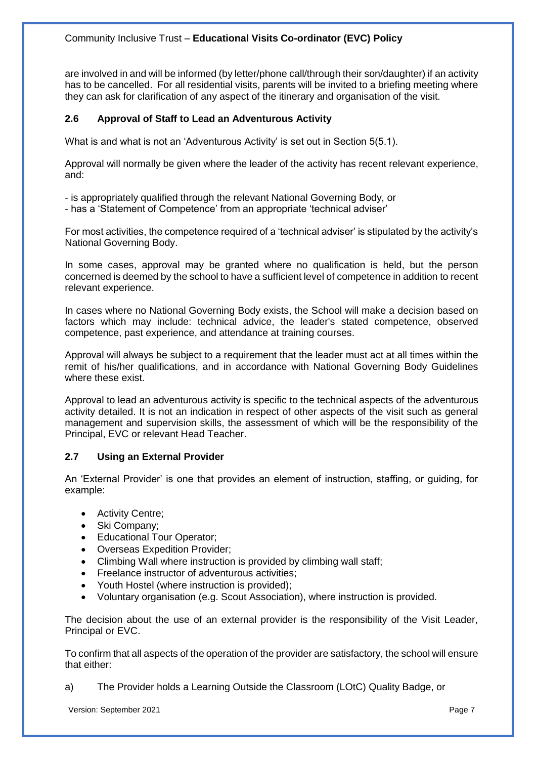are involved in and will be informed (by letter/phone call/through their son/daughter) if an activity has to be cancelled. For all residential visits, parents will be invited to a briefing meeting where they can ask for clarification of any aspect of the itinerary and organisation of the visit.

### 2.6 Approval of Staff to Lead an Adventurous Activity

What is and what is not an 'Adventurous Activity' is set out in Section 5(5.1).

Approval will normally be given where the leader of the activity has recent relevant experience, and:

- is appropriately qualified through the relevant National Governing Body, or
- has a 'Statement of Competence' from an appropriate 'technical adviser'

For most activities, the competence required of a 'technical adviser' is stipulated by the activity's National Governing Body.

In some cases, approval may be granted where no qualification is held, but the person concerned is deemed by the school to have a sufficient level of competence in addition to recent relevant experience.

In cases where no National Governing Body exists, the School will make a decision based on factors which may include: technical advice, the leader's stated competence, observed competence, past experience, and attendance at training courses.

Approval will always be subject to a requirement that the leader must act at all times within the remit of his/her qualifications, and in accordance with National Governing Body Guidelines where these exist.

Approval to lead an adventurous activity is specific to the technical aspects of the adventurous activity detailed. It is not an indication in respect of other aspects of the visit such as general management and supervision skills, the assessment of which will be the responsibility of the Principal, EVC or relevant Head Teacher.

### 2.7 Using an External Provider

An 'External Provider' is one that provides an element of instruction, staffing, or guiding, for example:

- Activity Centre;
- Ski Company;
- Educational Tour Operator;
- Overseas Expedition Provider;
- Climbing Wall where instruction is provided by climbing wall staff;
- Freelance instructor of adventurous activities;
- Youth Hostel (where instruction is provided);
- Voluntary organisation (e.g. Scout Association), where instruction is provided.

The decision about the use of an external provider is the responsibility of the Visit Leader, Principal or EVC.

To confirm that all aspects of the operation of the provider are satisfactory, the school will ensure that either:

a) The Provider holds a Learning Outside the Classroom (LOtC) Quality Badge, or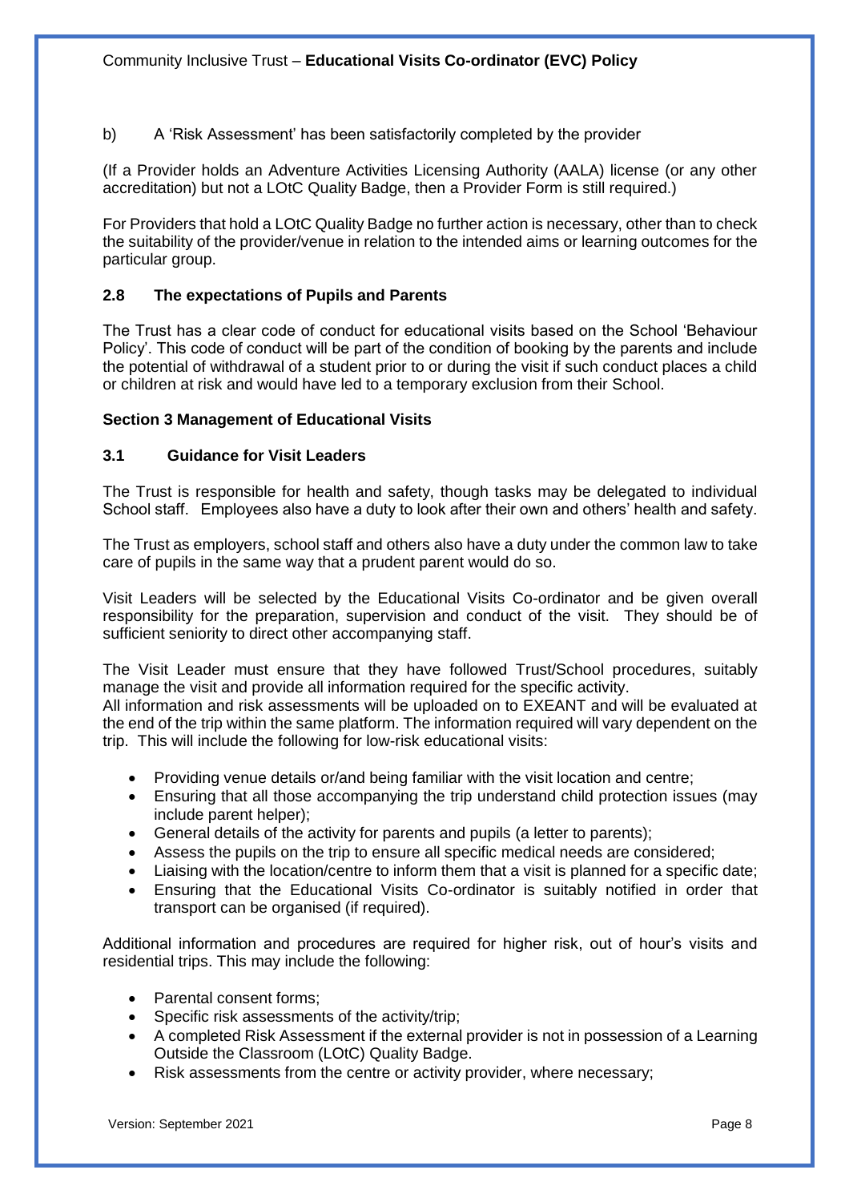b) A 'Risk Assessment' has been satisfactorily completed by the provider

(If a Provider holds an Adventure Activities Licensing Authority (AALA) license (or any other accreditation) but not a LOtC Quality Badge, then a Provider Form is still required.)

For Providers that hold a LOtC Quality Badge no further action is necessary, other than to check the suitability of the provider/venue in relation to the intended aims or learning outcomes for the particular group.

### 2.8 The expectations of Pupils and Parents

The Trust has a clear code of conduct for educational visits based on the School 'Behaviour Policy'. This code of conduct will be part of the condition of booking by the parents and include the potential of withdrawal of a student prior to or during the visit if such conduct places a child or children at risk and would have led to a temporary exclusion from their School.

## Section 3 Management of Educational Visits

### 3.1 Guidance for Visit Leaders

The Trust is responsible for health and safety, though tasks may be delegated to individual School staff. Employees also have a duty to look after their own and others' health and safety.

The Trust as employers, school staff and others also have a duty under the common law to take care of pupils in the same way that a prudent parent would do so.

Visit Leaders will be selected by the Educational Visits Co-ordinator and be given overall responsibility for the preparation, supervision and conduct of the visit. They should be of sufficient seniority to direct other accompanying staff.

The Visit Leader must ensure that they have followed Trust/School procedures, suitably manage the visit and provide all information required for the specific activity.
All information and risk assessments will be uploaded on to EXEANT and will be evaluated at the end of the trip within the same platform. The information required will vary dependent on the trip. This will include the following for low-risk educational visits:

- Providing venue details or/and being familiar with the visit location and centre;
- Ensuring that all those accompanying the trip understand child protection issues (may include parent helper);
- General details of the activity for parents and pupils (a letter to parents);
- Assess the pupils on the trip to ensure all specific medical needs are considered;
- Liaising with the location/centre to inform them that a visit is planned for a specific date;
- Ensuring that the Educational Visits Co-ordinator is suitably notified in order that transport can be organised (if required).

Additional information and procedures are required for higher risk, out of hour's visits and residential trips. This may include the following:

- Parental consent forms;
- Specific risk assessments of the activity/trip;
- A completed Risk Assessment if the external provider is not in possession of a Learning Outside the Classroom (LOtC) Quality Badge.
- Risk assessments from the centre or activity provider, where necessary;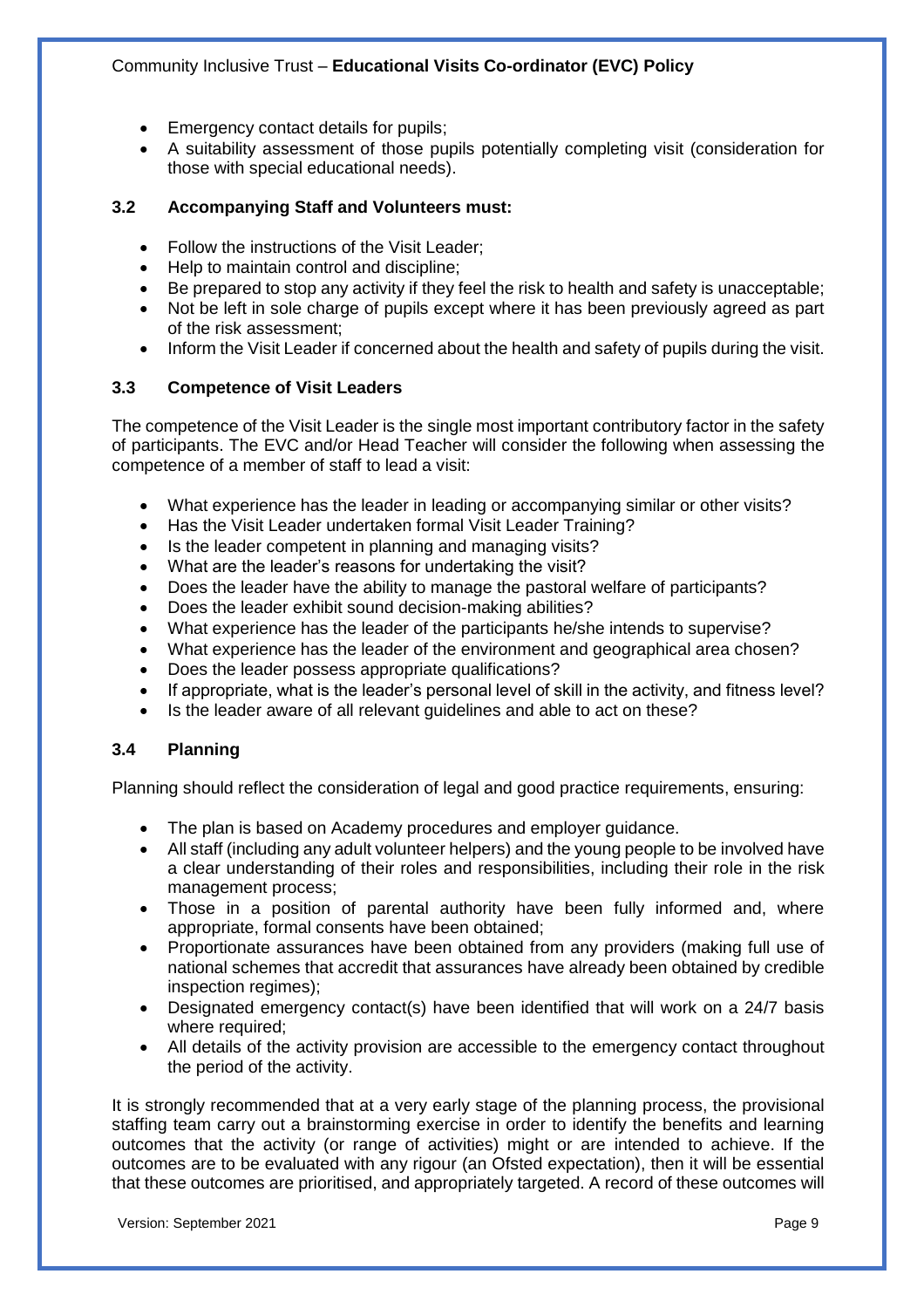- Emergency contact details for pupils;
- A suitability assessment of those pupils potentially completing visit (consideration for those with special educational needs).

### 3.2 Accompanying Staff and Volunteers must:

- Follow the instructions of the Visit Leader;
- Help to maintain control and discipline;
- Be prepared to stop any activity if they feel the risk to health and safety is unacceptable;
- Not be left in sole charge of pupils except where it has been previously agreed as part of the risk assessment;
- Inform the Visit Leader if concerned about the health and safety of pupils during the visit.

### 3.3 Competence of Visit Leaders

The competence of the Visit Leader is the single most important contributory factor in the safety of participants. The EVC and/or Head Teacher will consider the following when assessing the competence of a member of staff to lead a visit:

- What experience has the leader in leading or accompanying similar or other visits?
- Has the Visit Leader undertaken formal Visit Leader Training?
- Is the leader competent in planning and managing visits?
- What are the leader's reasons for undertaking the visit?
- Does the leader have the ability to manage the pastoral welfare of participants?
- Does the leader exhibit sound decision-making abilities?
- What experience has the leader of the participants he/she intends to supervise?
- What experience has the leader of the environment and geographical area chosen?
- Does the leader possess appropriate qualifications?
- If appropriate, what is the leader's personal level of skill in the activity, and fitness level?
- Is the leader aware of all relevant guidelines and able to act on these?

### 3.4 Planning

Planning should reflect the consideration of legal and good practice requirements, ensuring:

- The plan is based on Academy procedures and employer guidance.
- All staff (including any adult volunteer helpers) and the young people to be involved have a clear understanding of their roles and responsibilities, including their role in the risk management process;
- Those in a position of parental authority have been fully informed and, where appropriate, formal consents have been obtained;
- Proportionate assurances have been obtained from any providers (making full use of national schemes that accredit that assurances have already been obtained by credible inspection regimes);
- Designated emergency contact(s) have been identified that will work on a 24/7 basis where required;
- All details of the activity provision are accessible to the emergency contact throughout the period of the activity.

It is strongly recommended that at a very early stage of the planning process, the provisional staffing team carry out a brainstorming exercise in order to identify the benefits and learning outcomes that the activity (or range of activities) might or are intended to achieve. If the outcomes are to be evaluated with any rigour (an Ofsted expectation), then it will be essential that these outcomes are prioritised, and appropriately targeted. A record of these outcomes will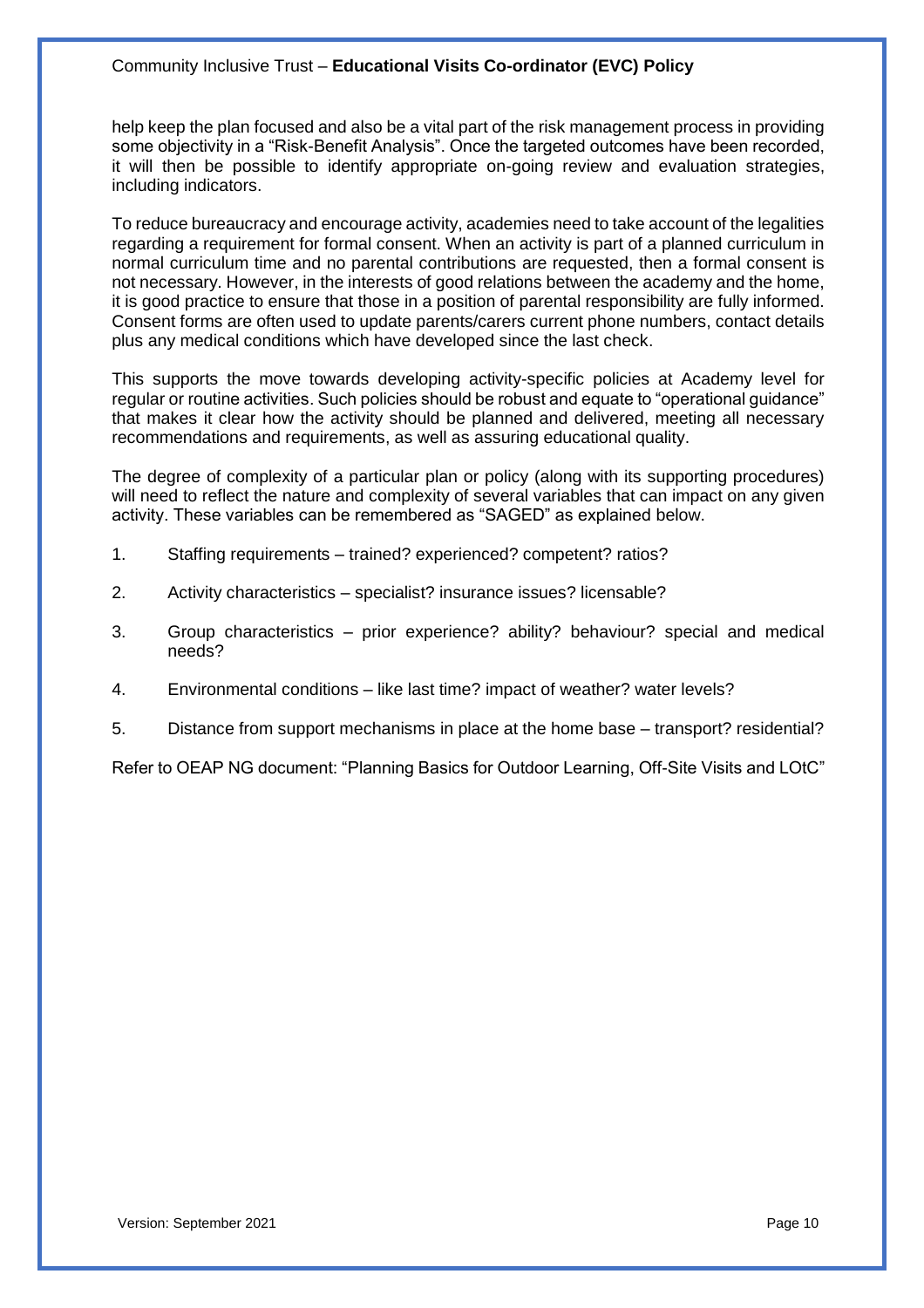help keep the plan focused and also be a vital part of the risk management process in providing some objectivity in a "Risk-Benefit Analysis". Once the targeted outcomes have been recorded, it will then be possible to identify appropriate on-going review and evaluation strategies, including indicators.

To reduce bureaucracy and encourage activity, academies need to take account of the legalities regarding a requirement for formal consent. When an activity is part of a planned curriculum in normal curriculum time and no parental contributions are requested, then a formal consent is not necessary. However, in the interests of good relations between the academy and the home, it is good practice to ensure that those in a position of parental responsibility are fully informed. Consent forms are often used to update parents/carers current phone numbers, contact details plus any medical conditions which have developed since the last check.

This supports the move towards developing activity-specific policies at Academy level for regular or routine activities. Such policies should be robust and equate to "operational guidance" that makes it clear how the activity should be planned and delivered, meeting all necessary recommendations and requirements, as well as assuring educational quality.

The degree of complexity of a particular plan or policy (along with its supporting procedures) will need to reflect the nature and complexity of several variables that can impact on any given activity. These variables can be remembered as "SAGED" as explained below.

1. Staffing requirements – trained? experienced? competent? ratios?
2. Activity characteristics – specialist? insurance issues? licensable?
3. Group characteristics – prior experience? ability? behaviour? special and medical needs?
4. Environmental conditions – like last time? impact of weather? water levels?
5. Distance from support mechanisms in place at the home base – transport? residential?

Refer to OEAP NG document: "Planning Basics for Outdoor Learning, Off-Site Visits and LOtC"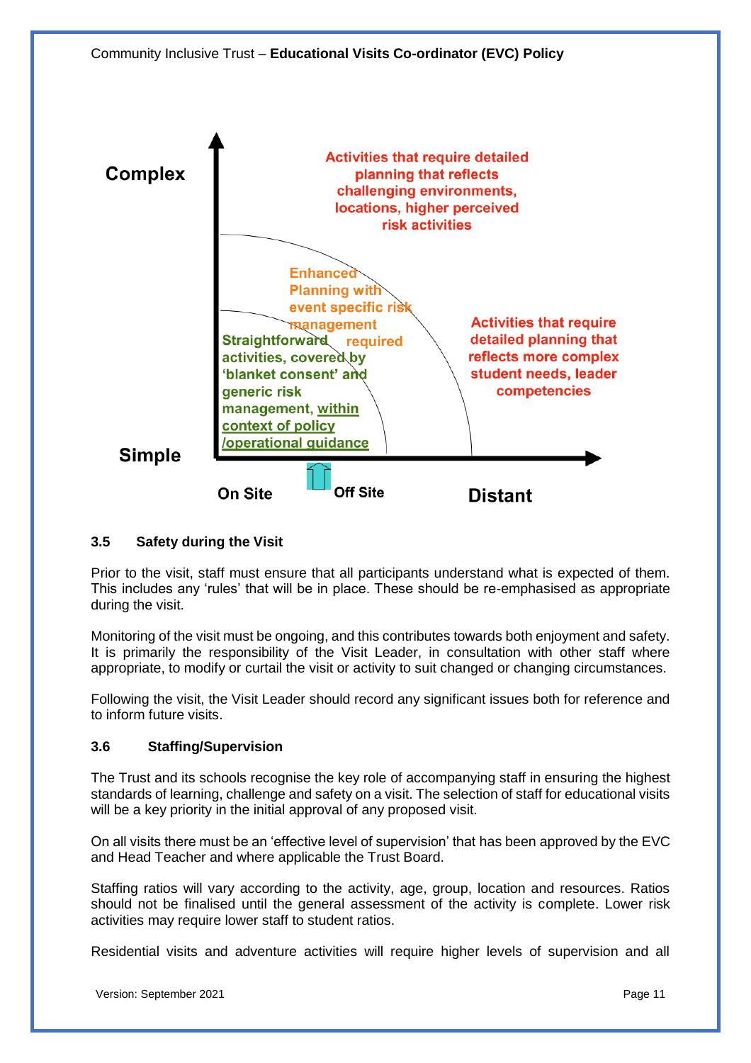Complex

Activities that require detailed planning that reflects challenging environments, locations, higher perceived risk activities

Enhanced Planning with event specific risk management required

Straightforward activities, covered by 'blanket consent' and generic risk management, within context of policy /operational guidance

Activities that require detailed planning that reflects more complex student needs, leader competencies

Simple

On Site | Off Site | Distant

### 3.5 Safety during the Visit

Prior to the visit, staff must ensure that all participants understand what is expected of them. This includes any 'rules' that will be in place. These should be re-emphasised as appropriate during the visit.

Monitoring of the visit must be ongoing, and this contributes towards both enjoyment and safety. It is primarily the responsibility of the Visit Leader, in consultation with other staff where appropriate, to modify or curtail the visit or activity to suit changed or changing circumstances.

Following the visit, the Visit Leader should record any significant issues both for reference and to inform future visits.

### 3.6 Staffing/Supervision

The Trust and its schools recognise the key role of accompanying staff in ensuring the highest standards of learning, challenge and safety on a visit. The selection of staff for educational visits will be a key priority in the initial approval of any proposed visit.

On all visits there must be an 'effective level of supervision' that has been approved by the EVC and Head Teacher and where applicable the Trust Board.

Staffing ratios will vary according to the activity, age, group, location and resources. Ratios should not be finalised until the general assessment of the activity is complete. Lower risk activities may require lower staff to student ratios.

Residential visits and adventure activities will require higher levels of supervision and all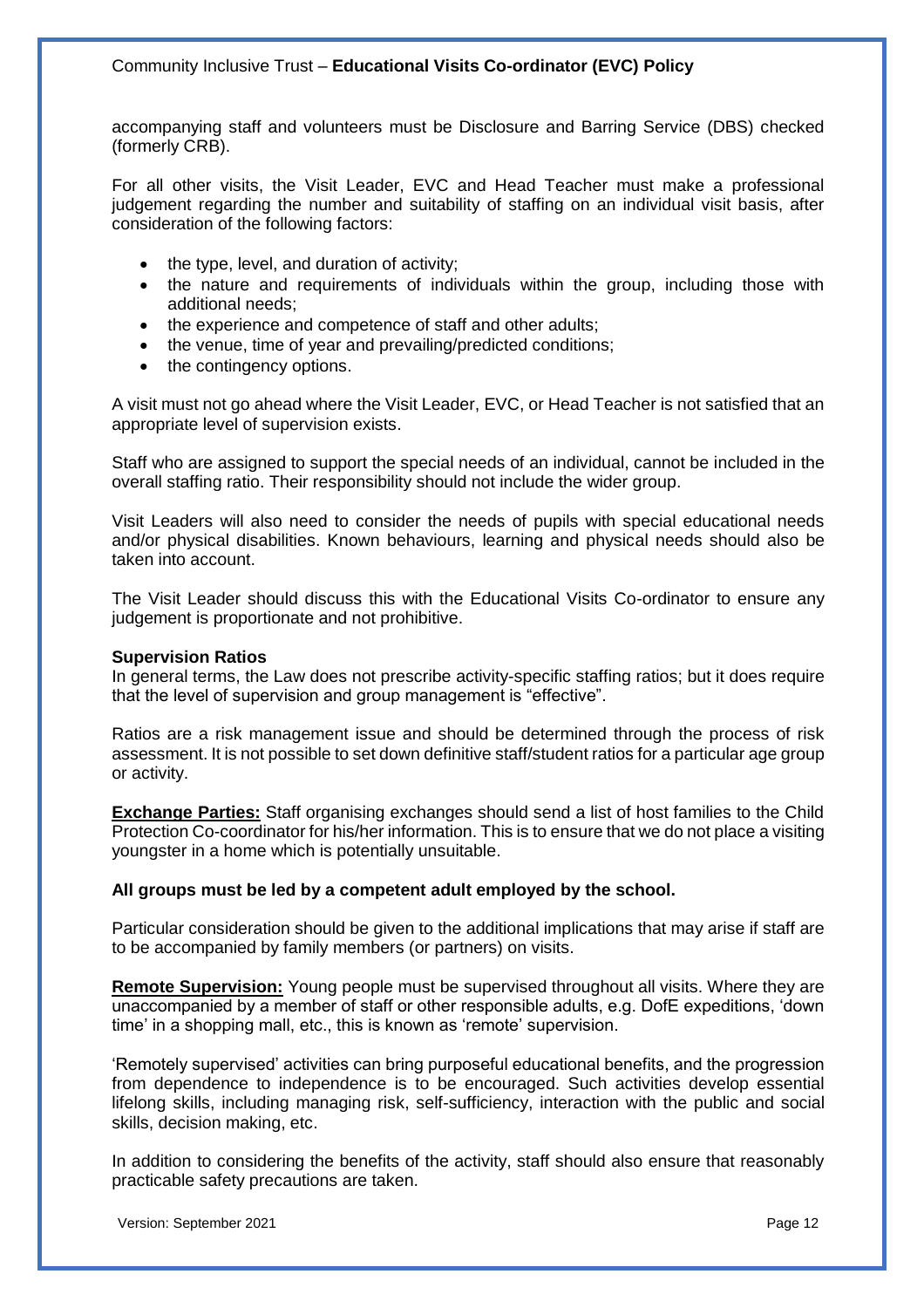accompanying staff and volunteers must be Disclosure and Barring Service (DBS) checked (formerly CRB).

For all other visits, the Visit Leader, EVC and Head Teacher must make a professional judgement regarding the number and suitability of staffing on an individual visit basis, after consideration of the following factors:

- the type, level, and duration of activity;
- the nature and requirements of individuals within the group, including those with additional needs;
- the experience and competence of staff and other adults;
- the venue, time of year and prevailing/predicted conditions;
- the contingency options.

A visit must not go ahead where the Visit Leader, EVC, or Head Teacher is not satisfied that an appropriate level of supervision exists.

Staff who are assigned to support the special needs of an individual, cannot be included in the overall staffing ratio. Their responsibility should not include the wider group.

Visit Leaders will also need to consider the needs of pupils with special educational needs and/or physical disabilities. Known behaviours, learning and physical needs should also be taken into account.

The Visit Leader should discuss this with the Educational Visits Co-ordinator to ensure any judgement is proportionate and not prohibitive.

**Supervision Ratios**
In general terms, the Law does not prescribe activity-specific staffing ratios; but it does require that the level of supervision and group management is "effective".

Ratios are a risk management issue and should be determined through the process of risk assessment. It is not possible to set down definitive staff/student ratios for a particular age group or activity.

**Exchange Parties:** Staff organising exchanges should send a list of host families to the Child Protection Co-coordinator for his/her information. This is to ensure that we do not place a visiting youngster in a home which is potentially unsuitable.

**All groups must be led by a competent adult employed by the school.**

Particular consideration should be given to the additional implications that may arise if staff are to be accompanied by family members (or partners) on visits.

**Remote Supervision:** Young people must be supervised throughout all visits. Where they are unaccompanied by a member of staff or other responsible adults, e.g. DofE expeditions, 'down time' in a shopping mall, etc., this is known as 'remote' supervision.

'Remotely supervised' activities can bring purposeful educational benefits, and the progression from dependence to independence is to be encouraged. Such activities develop essential lifelong skills, including managing risk, self-sufficiency, interaction with the public and social skills, decision making, etc.

In addition to considering the benefits of the activity, staff should also ensure that reasonably practicable safety precautions are taken.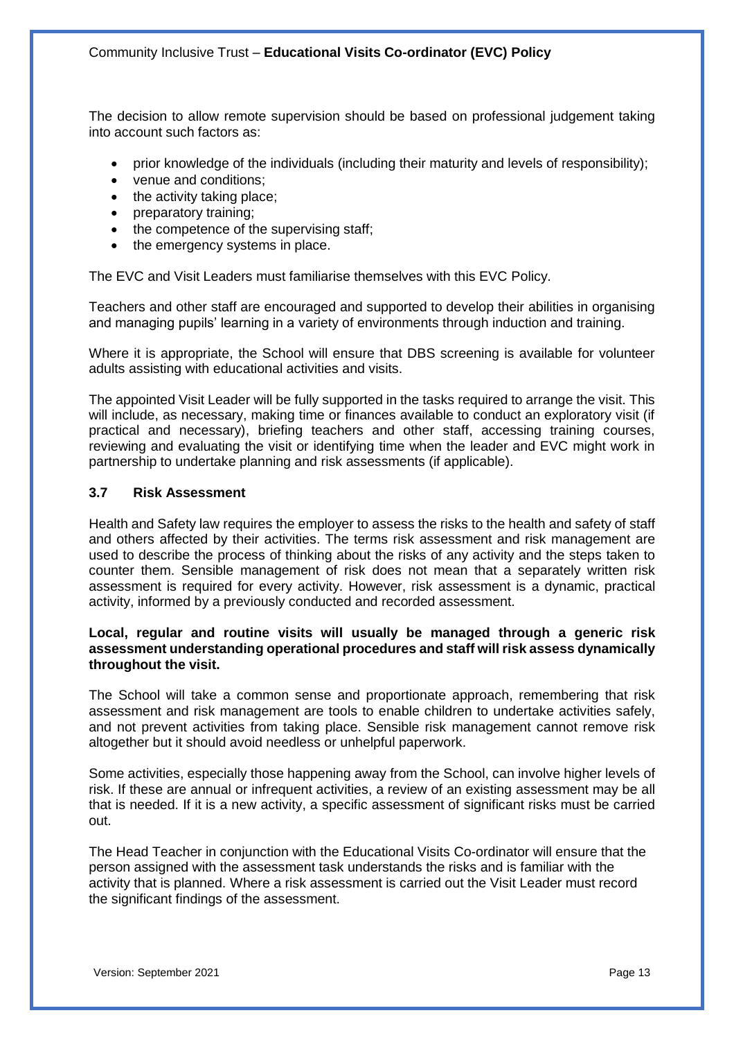The decision to allow remote supervision should be based on professional judgement taking into account such factors as:

- prior knowledge of the individuals (including their maturity and levels of responsibility);
- venue and conditions;
- the activity taking place;
- preparatory training;
- the competence of the supervising staff;
- the emergency systems in place.

The EVC and Visit Leaders must familiarise themselves with this EVC Policy.

Teachers and other staff are encouraged and supported to develop their abilities in organising and managing pupils' learning in a variety of environments through induction and training.

Where it is appropriate, the School will ensure that DBS screening is available for volunteer adults assisting with educational activities and visits.

The appointed Visit Leader will be fully supported in the tasks required to arrange the visit. This will include, as necessary, making time or finances available to conduct an exploratory visit (if practical and necessary), briefing teachers and other staff, accessing training courses, reviewing and evaluating the visit or identifying time when the leader and EVC might work in partnership to undertake planning and risk assessments (if applicable).

### 3.7 Risk Assessment

Health and Safety law requires the employer to assess the risks to the health and safety of staff and others affected by their activities. The terms risk assessment and risk management are used to describe the process of thinking about the risks of any activity and the steps taken to counter them. Sensible management of risk does not mean that a separately written risk assessment is required for every activity. However, risk assessment is a dynamic, practical activity, informed by a previously conducted and recorded assessment.

**Local, regular and routine visits will usually be managed through a generic risk assessment understanding operational procedures and staff will risk assess dynamically throughout the visit.**

The School will take a common sense and proportionate approach, remembering that risk assessment and risk management are tools to enable children to undertake activities safely, and not prevent activities from taking place. Sensible risk management cannot remove risk altogether but it should avoid needless or unhelpful paperwork.

Some activities, especially those happening away from the School, can involve higher levels of risk. If these are annual or infrequent activities, a review of an existing assessment may be all that is needed. If it is a new activity, a specific assessment of significant risks must be carried out.

The Head Teacher in conjunction with the Educational Visits Co-ordinator will ensure that the person assigned with the assessment task understands the risks and is familiar with the activity that is planned. Where a risk assessment is carried out the Visit Leader must record the significant findings of the assessment.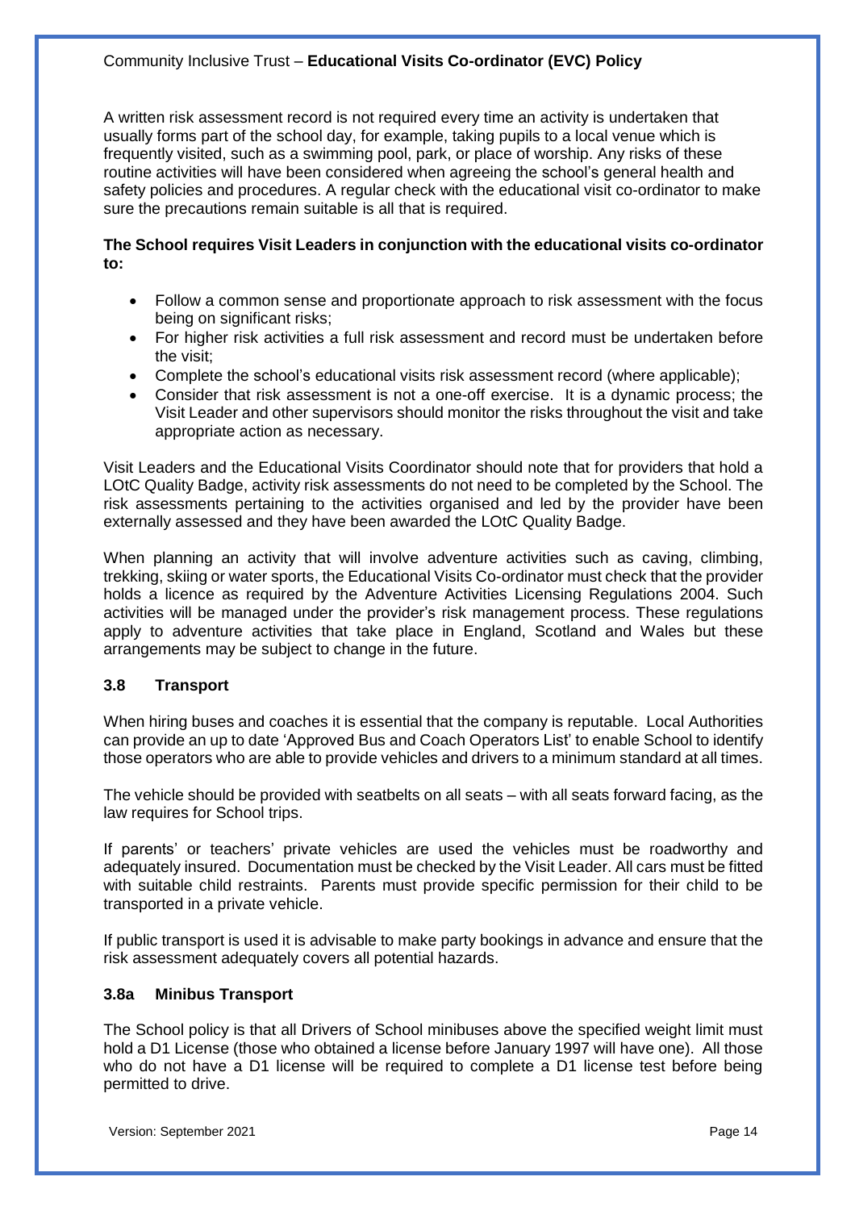A written risk assessment record is not required every time an activity is undertaken that usually forms part of the school day, for example, taking pupils to a local venue which is frequently visited, such as a swimming pool, park, or place of worship. Any risks of these routine activities will have been considered when agreeing the school's general health and safety policies and procedures. A regular check with the educational visit co-ordinator to make sure the precautions remain suitable is all that is required.

**The School requires Visit Leaders in conjunction with the educational visits co-ordinator to:**

- Follow a common sense and proportionate approach to risk assessment with the focus being on significant risks;
- For higher risk activities a full risk assessment and record must be undertaken before the visit;
- Complete the school's educational visits risk assessment record (where applicable);
- Consider that risk assessment is not a one-off exercise. It is a dynamic process; the Visit Leader and other supervisors should monitor the risks throughout the visit and take appropriate action as necessary.

Visit Leaders and the Educational Visits Coordinator should note that for providers that hold a LOtC Quality Badge, activity risk assessments do not need to be completed by the School. The risk assessments pertaining to the activities organised and led by the provider have been externally assessed and they have been awarded the LOtC Quality Badge.

When planning an activity that will involve adventure activities such as caving, climbing, trekking, skiing or water sports, the Educational Visits Co-ordinator must check that the provider holds a licence as required by the Adventure Activities Licensing Regulations 2004. Such activities will be managed under the provider's risk management process. These regulations apply to adventure activities that take place in England, Scotland and Wales but these arrangements may be subject to change in the future.

### 3.8 Transport

When hiring buses and coaches it is essential that the company is reputable. Local Authorities can provide an up to date 'Approved Bus and Coach Operators List' to enable School to identify those operators who are able to provide vehicles and drivers to a minimum standard at all times.

The vehicle should be provided with seatbelts on all seats – with all seats forward facing, as the law requires for School trips.

If parents' or teachers' private vehicles are used the vehicles must be roadworthy and adequately insured. Documentation must be checked by the Visit Leader. All cars must be fitted with suitable child restraints. Parents must provide specific permission for their child to be transported in a private vehicle.

If public transport is used it is advisable to make party bookings in advance and ensure that the risk assessment adequately covers all potential hazards.

### 3.8a Minibus Transport

The School policy is that all Drivers of School minibuses above the specified weight limit must hold a D1 License (those who obtained a license before January 1997 will have one). All those who do not have a D1 license will be required to complete a D1 license test before being permitted to drive.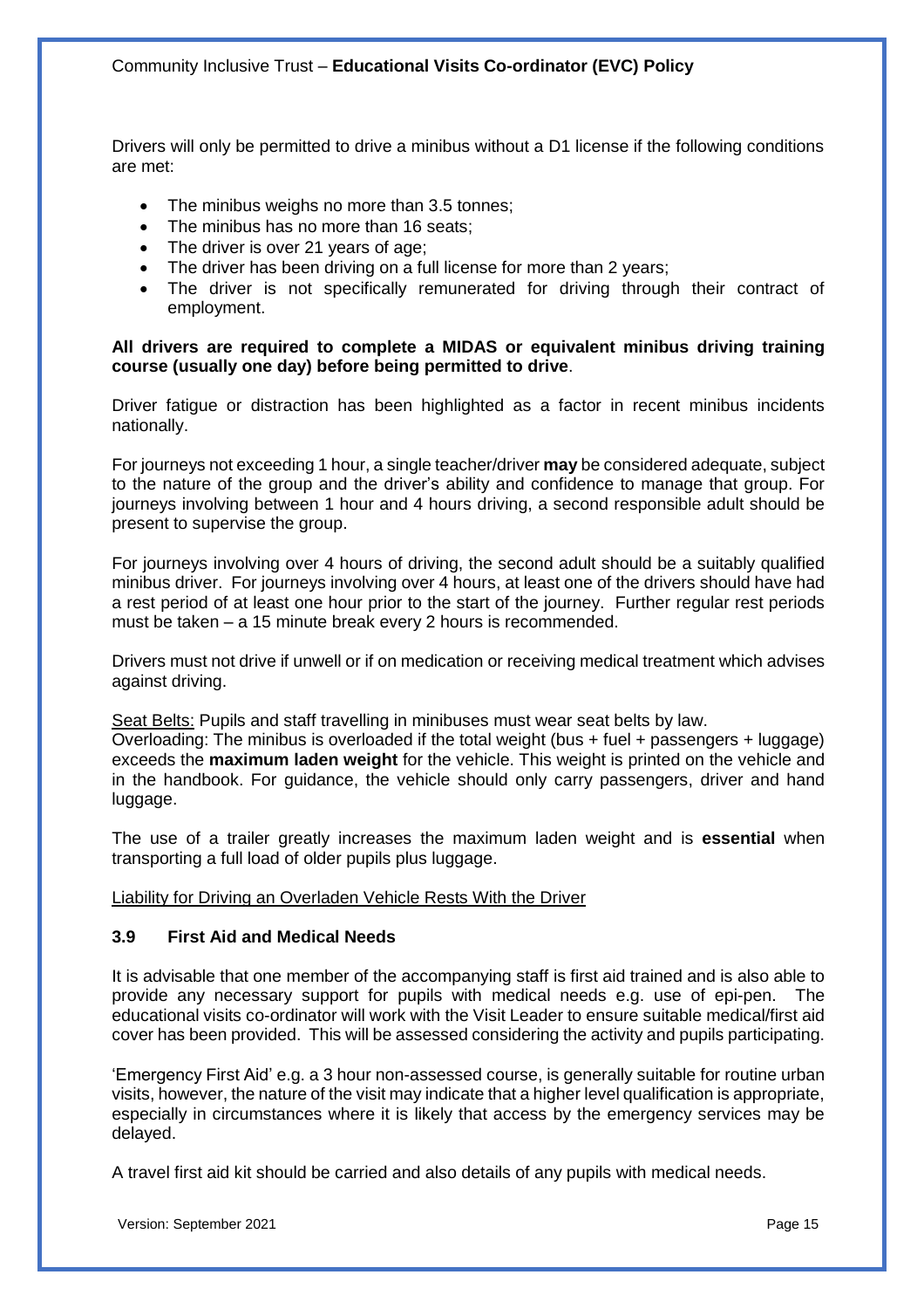Drivers will only be permitted to drive a minibus without a D1 license if the following conditions are met:

- The minibus weighs no more than 3.5 tonnes;
- The minibus has no more than 16 seats;
- The driver is over 21 years of age;
- The driver has been driving on a full license for more than 2 years;
- The driver is not specifically remunerated for driving through their contract of employment.

**All drivers are required to complete a MIDAS or equivalent minibus driving training course (usually one day) before being permitted to drive**.

Driver fatigue or distraction has been highlighted as a factor in recent minibus incidents nationally.

For journeys not exceeding 1 hour, a single teacher/driver **may** be considered adequate, subject to the nature of the group and the driver's ability and confidence to manage that group. For journeys involving between 1 hour and 4 hours driving, a second responsible adult should be present to supervise the group.

For journeys involving over 4 hours of driving, the second adult should be a suitably qualified minibus driver. For journeys involving over 4 hours, at least one of the drivers should have had a rest period of at least one hour prior to the start of the journey. Further regular rest periods must be taken – a 15 minute break every 2 hours is recommended.

Drivers must not drive if unwell or if on medication or receiving medical treatment which advises against driving.

<u>Seat Belts:</u> Pupils and staff travelling in minibuses must wear seat belts by law.
Overloading: The minibus is overloaded if the total weight (bus + fuel + passengers + luggage) exceeds the **maximum laden weight** for the vehicle. This weight is printed on the vehicle and in the handbook. For guidance, the vehicle should only carry passengers, driver and hand luggage.

The use of a trailer greatly increases the maximum laden weight and is **essential** when transporting a full load of older pupils plus luggage.

<u>Liability for Driving an Overladen Vehicle Rests With the Driver</u>

### 3.9 First Aid and Medical Needs

It is advisable that one member of the accompanying staff is first aid trained and is also able to provide any necessary support for pupils with medical needs e.g. use of epi-pen. The educational visits co-ordinator will work with the Visit Leader to ensure suitable medical/first aid cover has been provided. This will be assessed considering the activity and pupils participating.

'Emergency First Aid' e.g. a 3 hour non-assessed course, is generally suitable for routine urban visits, however, the nature of the visit may indicate that a higher level qualification is appropriate, especially in circumstances where it is likely that access by the emergency services may be delayed.

A travel first aid kit should be carried and also details of any pupils with medical needs.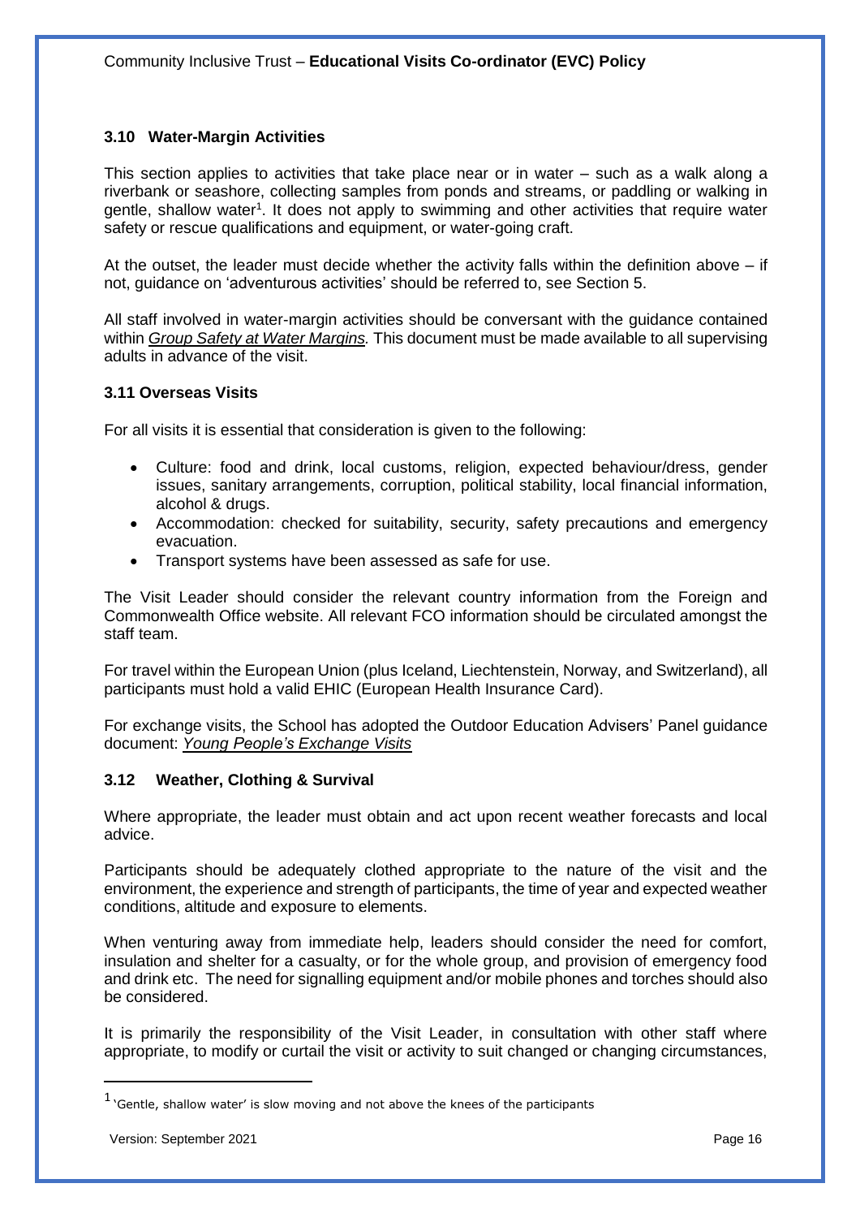### 3.10 Water-Margin Activities

This section applies to activities that take place near or in water – such as a walk along a riverbank or seashore, collecting samples from ponds and streams, or paddling or walking in gentle, shallow water[1]. It does not apply to swimming and other activities that require water safety or rescue qualifications and equipment, or water-going craft.

At the outset, the leader must decide whether the activity falls within the definition above – if not, guidance on 'adventurous activities' should be referred to, see Section 5.

All staff involved in water-margin activities should be conversant with the guidance contained within *Group Safety at Water Margins.* This document must be made available to all supervising adults in advance of the visit.

### 3.11 Overseas Visits

For all visits it is essential that consideration is given to the following:

- Culture: food and drink, local customs, religion, expected behaviour/dress, gender issues, sanitary arrangements, corruption, political stability, local financial information, alcohol & drugs.
- Accommodation: checked for suitability, security, safety precautions and emergency evacuation.
- Transport systems have been assessed as safe for use.

The Visit Leader should consider the relevant country information from the Foreign and Commonwealth Office website. All relevant FCO information should be circulated amongst the staff team.

For travel within the European Union (plus Iceland, Liechtenstein, Norway, and Switzerland), all participants must hold a valid EHIC (European Health Insurance Card).

For exchange visits, the School has adopted the Outdoor Education Advisers' Panel guidance document: *Young People's Exchange Visits*

### 3.12 Weather, Clothing & Survival

Where appropriate, the leader must obtain and act upon recent weather forecasts and local advice.

Participants should be adequately clothed appropriate to the nature of the visit and the environment, the experience and strength of participants, the time of year and expected weather conditions, altitude and exposure to elements.

When venturing away from immediate help, leaders should consider the need for comfort, insulation and shelter for a casualty, or for the whole group, and provision of emergency food and drink etc. The need for signalling equipment and/or mobile phones and torches should also be considered.

It is primarily the responsibility of the Visit Leader, in consultation with other staff where appropriate, to modify or curtail the visit or activity to suit changed or changing circumstances,

[1] 'Gentle, shallow water' is slow moving and not above the knees of the participants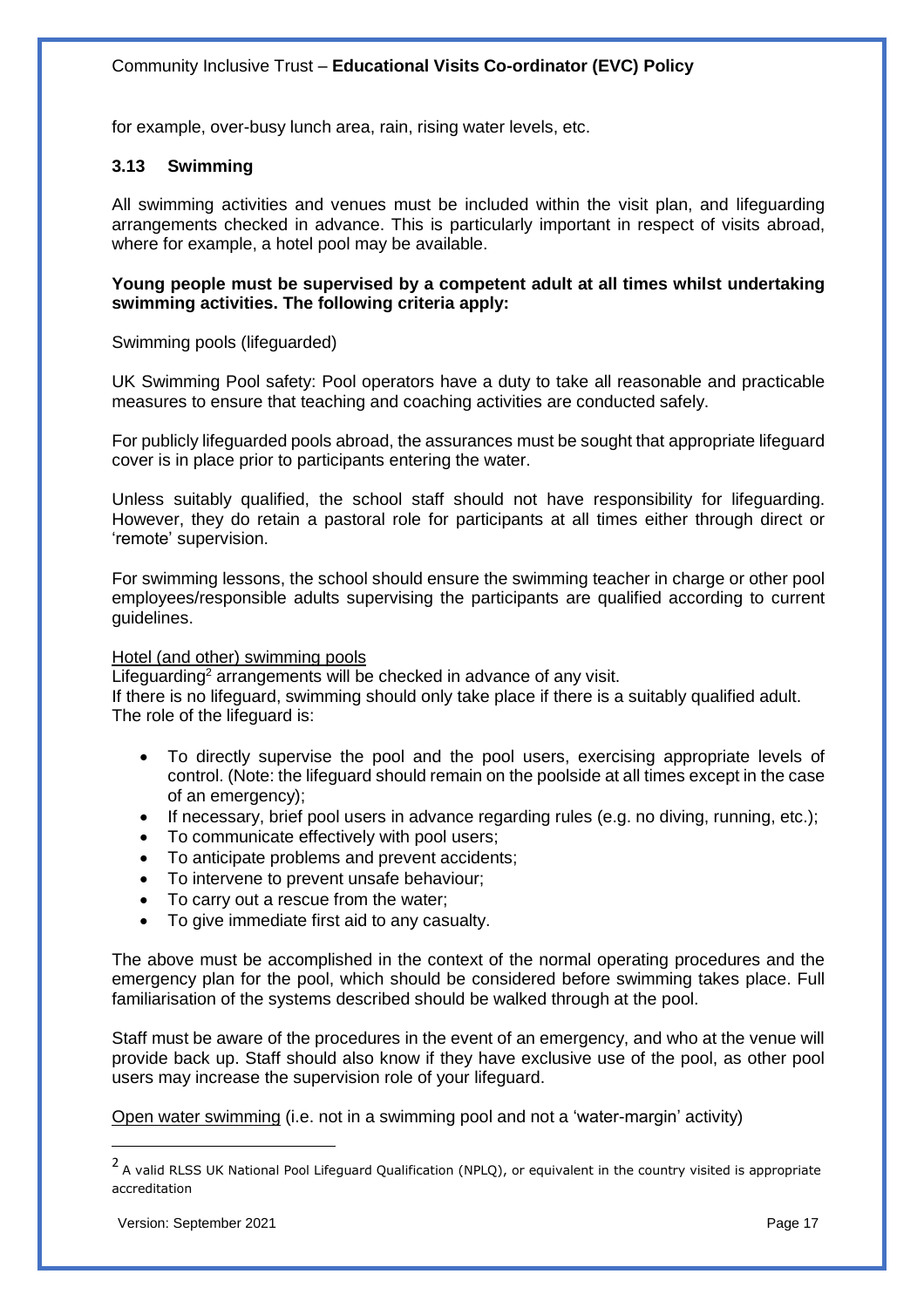for example, over-busy lunch area, rain, rising water levels, etc.

### 3.13 Swimming

All swimming activities and venues must be included within the visit plan, and lifeguarding arrangements checked in advance. This is particularly important in respect of visits abroad, where for example, a hotel pool may be available.

**Young people must be supervised by a competent adult at all times whilst undertaking swimming activities. The following criteria apply:**

Swimming pools (lifeguarded)

UK Swimming Pool safety: Pool operators have a duty to take all reasonable and practicable measures to ensure that teaching and coaching activities are conducted safely.

For publicly lifeguarded pools abroad, the assurances must be sought that appropriate lifeguard cover is in place prior to participants entering the water.

Unless suitably qualified, the school staff should not have responsibility for lifeguarding. However, they do retain a pastoral role for participants at all times either through direct or 'remote' supervision.

For swimming lessons, the school should ensure the swimming teacher in charge or other pool employees/responsible adults supervising the participants are qualified according to current guidelines.

Hotel (and other) swimming pools

Lifeguarding[2] arrangements will be checked in advance of any visit.
If there is no lifeguard, swimming should only take place if there is a suitably qualified adult.
The role of the lifeguard is:

- To directly supervise the pool and the pool users, exercising appropriate levels of control. (Note: the lifeguard should remain on the poolside at all times except in the case of an emergency);
- If necessary, brief pool users in advance regarding rules (e.g. no diving, running, etc.);
- To communicate effectively with pool users;
- To anticipate problems and prevent accidents;
- To intervene to prevent unsafe behaviour;
- To carry out a rescue from the water;
- To give immediate first aid to any casualty.

The above must be accomplished in the context of the normal operating procedures and the emergency plan for the pool, which should be considered before swimming takes place. Full familiarisation of the systems described should be walked through at the pool.

Staff must be aware of the procedures in the event of an emergency, and who at the venue will provide back up. Staff should also know if they have exclusive use of the pool, as other pool users may increase the supervision role of your lifeguard.

Open water swimming (i.e. not in a swimming pool and not a 'water-margin' activity)

[2] A valid RLSS UK National Pool Lifeguard Qualification (NPLQ), or equivalent in the country visited is appropriate accreditation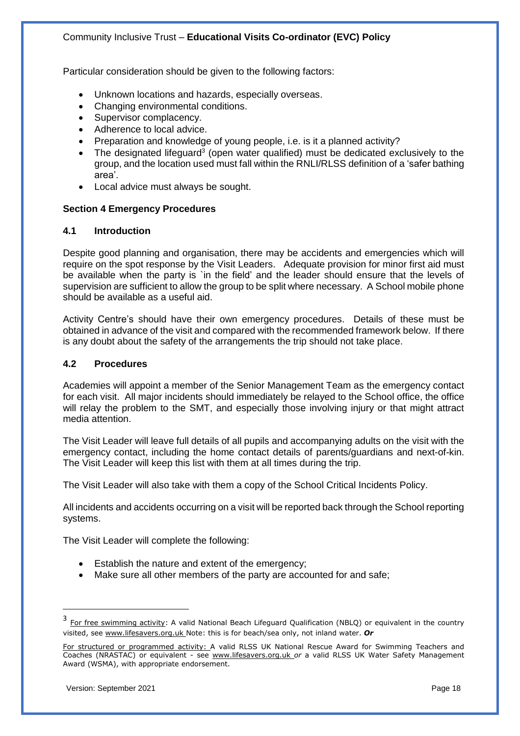Particular consideration should be given to the following factors:

- Unknown locations and hazards, especially overseas.
- Changing environmental conditions.
- Supervisor complacency.
- Adherence to local advice.
- Preparation and knowledge of young people, i.e. is it a planned activity?
- The designated lifeguard[3] (open water qualified) must be dedicated exclusively to the group, and the location used must fall within the RNLI/RLSS definition of a 'safer bathing area'.
- Local advice must always be sought.

**Section 4 Emergency Procedures**

## 4.1 Introduction

Despite good planning and organisation, there may be accidents and emergencies which will require on the spot response by the Visit Leaders. Adequate provision for minor first aid must be available when the party is `in the field' and the leader should ensure that the levels of supervision are sufficient to allow the group to be split where necessary. A School mobile phone should be available as a useful aid.

Activity Centre's should have their own emergency procedures. Details of these must be obtained in advance of the visit and compared with the recommended framework below. If there is any doubt about the safety of the arrangements the trip should not take place.

## 4.2 Procedures

Academies will appoint a member of the Senior Management Team as the emergency contact for each visit. All major incidents should immediately be relayed to the School office, the office will relay the problem to the SMT, and especially those involving injury or that might attract media attention.

The Visit Leader will leave full details of all pupils and accompanying adults on the visit with the emergency contact, including the home contact details of parents/guardians and next-of-kin. The Visit Leader will keep this list with them at all times during the trip.

The Visit Leader will also take with them a copy of the School Critical Incidents Policy.

All incidents and accidents occurring on a visit will be reported back through the School reporting systems.

The Visit Leader will complete the following:

- Establish the nature and extent of the emergency;
- Make sure all other members of the party are accounted for and safe;

---

[3] For free swimming activity: A valid National Beach Lifeguard Qualification (NBLQ) or equivalent in the country visited, see www.lifesavers.org.uk Note: this is for beach/sea only, not inland water. ***Or***

For structured or programmed activity: A valid RLSS UK National Rescue Award for Swimming Teachers and Coaches (NRASTAC) or equivalent - see www.lifesavers.org.uk *or* a valid RLSS UK Water Safety Management Award (WSMA), with appropriate endorsement.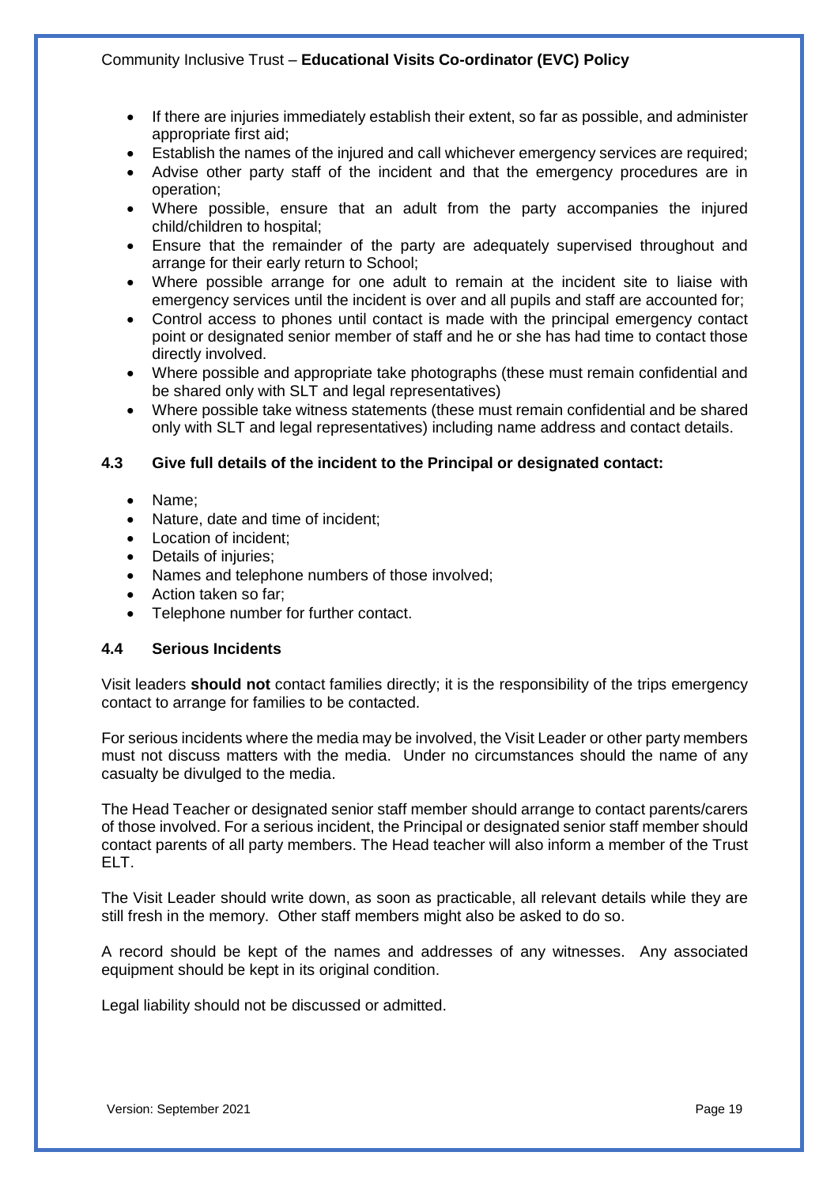- If there are injuries immediately establish their extent, so far as possible, and administer appropriate first aid;
- Establish the names of the injured and call whichever emergency services are required;
- Advise other party staff of the incident and that the emergency procedures are in operation;
- Where possible, ensure that an adult from the party accompanies the injured child/children to hospital;
- Ensure that the remainder of the party are adequately supervised throughout and arrange for their early return to School;
- Where possible arrange for one adult to remain at the incident site to liaise with emergency services until the incident is over and all pupils and staff are accounted for;
- Control access to phones until contact is made with the principal emergency contact point or designated senior member of staff and he or she has had time to contact those directly involved.
- Where possible and appropriate take photographs (these must remain confidential and be shared only with SLT and legal representatives)
- Where possible take witness statements (these must remain confidential and be shared only with SLT and legal representatives) including name address and contact details.

### 4.3 Give full details of the incident to the Principal or designated contact:

- Name;
- Nature, date and time of incident;
- Location of incident;
- Details of injuries;
- Names and telephone numbers of those involved;
- Action taken so far;
- Telephone number for further contact.

### 4.4 Serious Incidents

Visit leaders **should not** contact families directly; it is the responsibility of the trips emergency contact to arrange for families to be contacted.

For serious incidents where the media may be involved, the Visit Leader or other party members must not discuss matters with the media. Under no circumstances should the name of any casualty be divulged to the media.

The Head Teacher or designated senior staff member should arrange to contact parents/carers of those involved. For a serious incident, the Principal or designated senior staff member should contact parents of all party members. The Head teacher will also inform a member of the Trust ELT.

The Visit Leader should write down, as soon as practicable, all relevant details while they are still fresh in the memory. Other staff members might also be asked to do so.

A record should be kept of the names and addresses of any witnesses. Any associated equipment should be kept in its original condition.

Legal liability should not be discussed or admitted.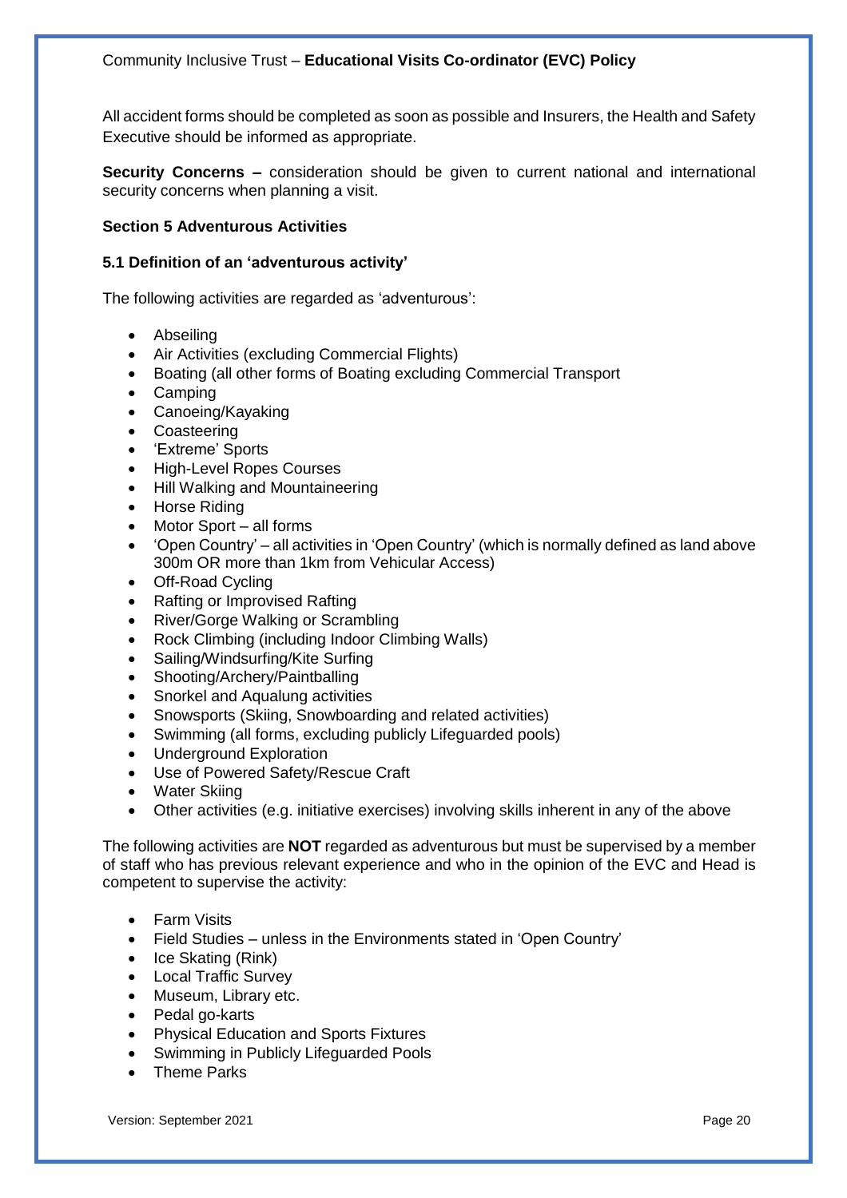All accident forms should be completed as soon as possible and Insurers, the Health and Safety Executive should be informed as appropriate.

**Security Concerns –** consideration should be given to current national and international security concerns when planning a visit.

### Section 5 Adventurous Activities

#### 5.1 Definition of an 'adventurous activity'

The following activities are regarded as 'adventurous':

- Abseiling
- Air Activities (excluding Commercial Flights)
- Boating (all other forms of Boating excluding Commercial Transport
- Camping
- Canoeing/Kayaking
- Coasteering
- 'Extreme' Sports
- High-Level Ropes Courses
- Hill Walking and Mountaineering
- Horse Riding
- Motor Sport – all forms
- 'Open Country' – all activities in 'Open Country' (which is normally defined as land above 300m OR more than 1km from Vehicular Access)
- Off-Road Cycling
- Rafting or Improvised Rafting
- River/Gorge Walking or Scrambling
- Rock Climbing (including Indoor Climbing Walls)
- Sailing/Windsurfing/Kite Surfing
- Shooting/Archery/Paintballing
- Snorkel and Aqualung activities
- Snowsports (Skiing, Snowboarding and related activities)
- Swimming (all forms, excluding publicly Lifeguarded pools)
- Underground Exploration
- Use of Powered Safety/Rescue Craft
- Water Skiing
- Other activities (e.g. initiative exercises) involving skills inherent in any of the above

The following activities are **NOT** regarded as adventurous but must be supervised by a member of staff who has previous relevant experience and who in the opinion of the EVC and Head is competent to supervise the activity:

- Farm Visits
- Field Studies – unless in the Environments stated in 'Open Country'
- Ice Skating (Rink)
- Local Traffic Survey
- Museum, Library etc.
- Pedal go-karts
- Physical Education and Sports Fixtures
- Swimming in Publicly Lifeguarded Pools
- Theme Parks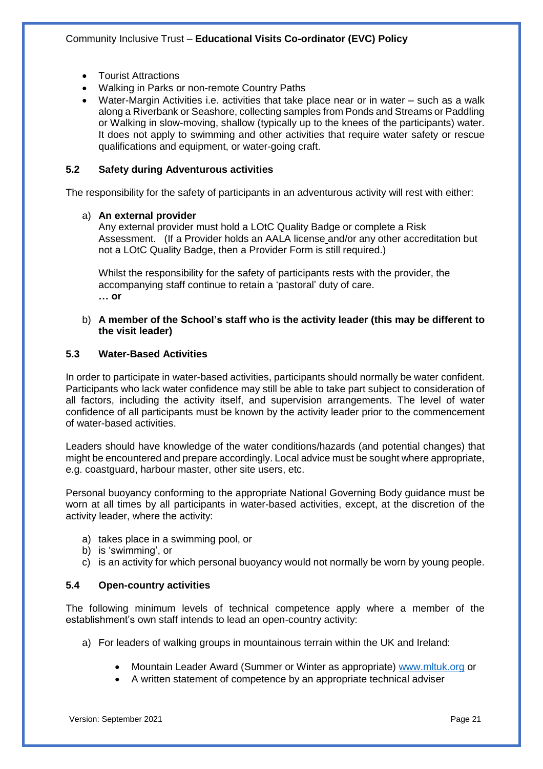- Tourist Attractions
- Walking in Parks or non-remote Country Paths
- Water-Margin Activities i.e. activities that take place near or in water – such as a walk along a Riverbank or Seashore, collecting samples from Ponds and Streams or Paddling or Walking in slow-moving, shallow (typically up to the knees of the participants) water. It does not apply to swimming and other activities that require water safety or rescue qualifications and equipment, or water-going craft.

### 5.2 Safety during Adventurous activities

The responsibility for the safety of participants in an adventurous activity will rest with either:

a) **An external provider**
Any external provider must hold a LOtC Quality Badge or complete a Risk Assessment. (If a Provider holds an AALA license and/or any other accreditation but not a LOtC Quality Badge, then a Provider Form is still required.)

Whilst the responsibility for the safety of participants rests with the provider, the accompanying staff continue to retain a 'pastoral' duty of care.
**… or**

b) **A member of the School's staff who is the activity leader (this may be different to the visit leader)**

### 5.3 Water-Based Activities

In order to participate in water-based activities, participants should normally be water confident. Participants who lack water confidence may still be able to take part subject to consideration of all factors, including the activity itself, and supervision arrangements. The level of water confidence of all participants must be known by the activity leader prior to the commencement of water-based activities.

Leaders should have knowledge of the water conditions/hazards (and potential changes) that might be encountered and prepare accordingly. Local advice must be sought where appropriate, e.g. coastguard, harbour master, other site users, etc.

Personal buoyancy conforming to the appropriate National Governing Body guidance must be worn at all times by all participants in water-based activities, except, at the discretion of the activity leader, where the activity:

a) takes place in a swimming pool, or
b) is 'swimming', or
c) is an activity for which personal buoyancy would not normally be worn by young people.

### 5.4 Open-country activities

The following minimum levels of technical competence apply where a member of the establishment's own staff intends to lead an open-country activity:

a) For leaders of walking groups in mountainous terrain within the UK and Ireland:

   - Mountain Leader Award (Summer or Winter as appropriate) www.mltuk.org or
   - A written statement of competence by an appropriate technical adviser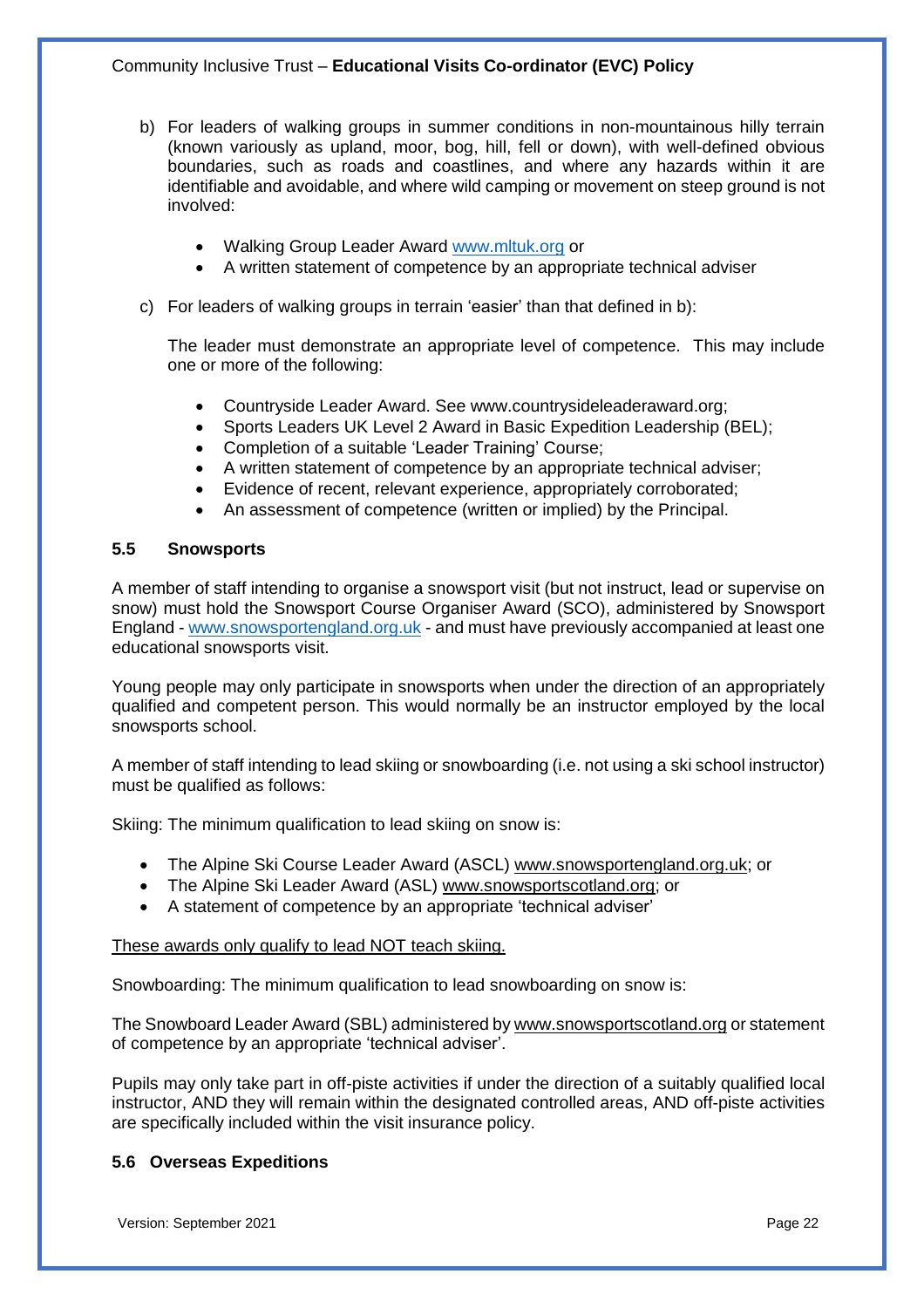b) For leaders of walking groups in summer conditions in non-mountainous hilly terrain (known variously as upland, moor, bog, hill, fell or down), with well-defined obvious boundaries, such as roads and coastlines, and where any hazards within it are identifiable and avoidable, and where wild camping or movement on steep ground is not involved:

- Walking Group Leader Award www.mltuk.org or
- A written statement of competence by an appropriate technical adviser

c) For leaders of walking groups in terrain 'easier' than that defined in b):

The leader must demonstrate an appropriate level of competence. This may include one or more of the following:

- Countryside Leader Award. See www.countrysideleaderaward.org;
- Sports Leaders UK Level 2 Award in Basic Expedition Leadership (BEL);
- Completion of a suitable 'Leader Training' Course;
- A written statement of competence by an appropriate technical adviser;
- Evidence of recent, relevant experience, appropriately corroborated;
- An assessment of competence (written or implied) by the Principal.

### 5.5 Snowsports

A member of staff intending to organise a snowsport visit (but not instruct, lead or supervise on snow) must hold the Snowsport Course Organiser Award (SCO), administered by Snowsport England - www.snowsportengland.org.uk - and must have previously accompanied at least one educational snowsports visit.

Young people may only participate in snowsports when under the direction of an appropriately qualified and competent person. This would normally be an instructor employed by the local snowsports school.

A member of staff intending to lead skiing or snowboarding (i.e. not using a ski school instructor) must be qualified as follows:

Skiing: The minimum qualification to lead skiing on snow is:

- The Alpine Ski Course Leader Award (ASCL) www.snowsportengland.org.uk; or
- The Alpine Ski Leader Award (ASL) www.snowsportscotland.org; or
- A statement of competence by an appropriate 'technical adviser'

<u>These awards only qualify to lead NOT teach skiing.</u>

Snowboarding: The minimum qualification to lead snowboarding on snow is:

The Snowboard Leader Award (SBL) administered by www.snowsportscotland.org or statement of competence by an appropriate 'technical adviser'.

Pupils may only take part in off-piste activities if under the direction of a suitably qualified local instructor, AND they will remain within the designated controlled areas, AND off-piste activities are specifically included within the visit insurance policy.

### 5.6 Overseas Expeditions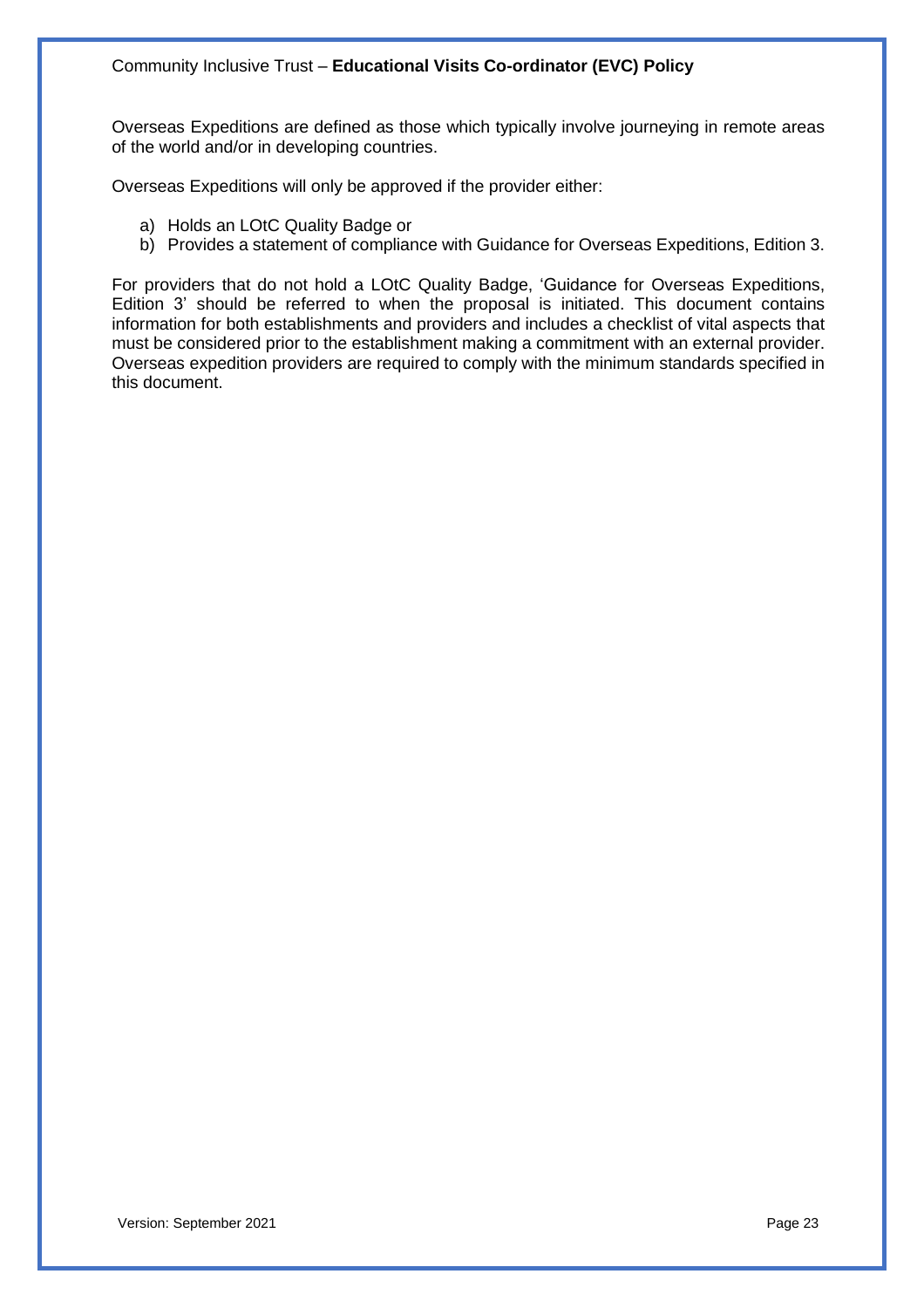Overseas Expeditions are defined as those which typically involve journeying in remote areas of the world and/or in developing countries.

Overseas Expeditions will only be approved if the provider either:

a) Holds an LOtC Quality Badge or
b) Provides a statement of compliance with Guidance for Overseas Expeditions, Edition 3.

For providers that do not hold a LOtC Quality Badge, 'Guidance for Overseas Expeditions, Edition 3' should be referred to when the proposal is initiated. This document contains information for both establishments and providers and includes a checklist of vital aspects that must be considered prior to the establishment making a commitment with an external provider. Overseas expedition providers are required to comply with the minimum standards specified in this document.